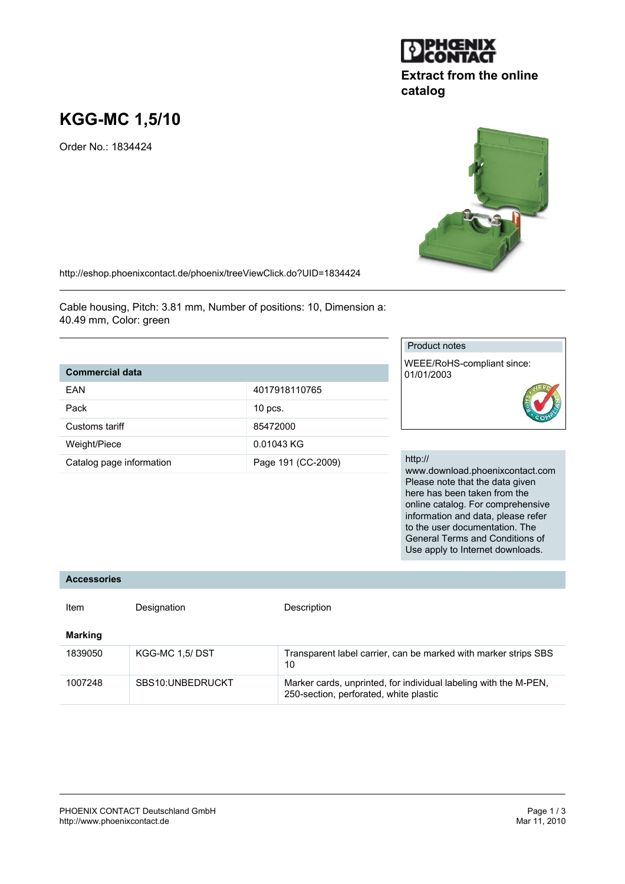Extract from the online catalog

# KGG-MC 1,5/10

Order No.: 1834424

http://eshop.phoenixcontact.de/phoenix/treeViewClick.do?UID=1834424

Cable housing, Pitch: 3.81 mm, Number of positions: 10, Dimension a: 40.49 mm, Color: green

| Commercial data | |
|---|---|
| EAN | 4017918110765 |
| Pack | 10 pcs. |
| Customs tariff | 85472000 |
| Weight/Piece | 0.01043 KG |
| Catalog page information | Page 191 (CC-2009) |

**Product notes**

WEEE/RoHS-compliant since: 01/01/2003

http://www.download.phoenixcontact.com Please note that the data given here has been taken from the online catalog. For comprehensive information and data, please refer to the user documentation. The General Terms and Conditions of Use apply to Internet downloads.

## Accessories

| Item | Designation | Description |
|---|---|---|
| **Marking** | | |
| 1839050 | KGG-MC 1,5/ DST | Transparent label carrier, can be marked with marker strips SBS 10 |
| 1007248 | SBS10:UNBEDRUCKT | Marker cards, unprinted, for individual labeling with the M-PEN, 250-section, perforated, white plastic |

PHOENIX CONTACT Deutschland GmbH
http://www.phoenixcontact.de

Mar 11, 2010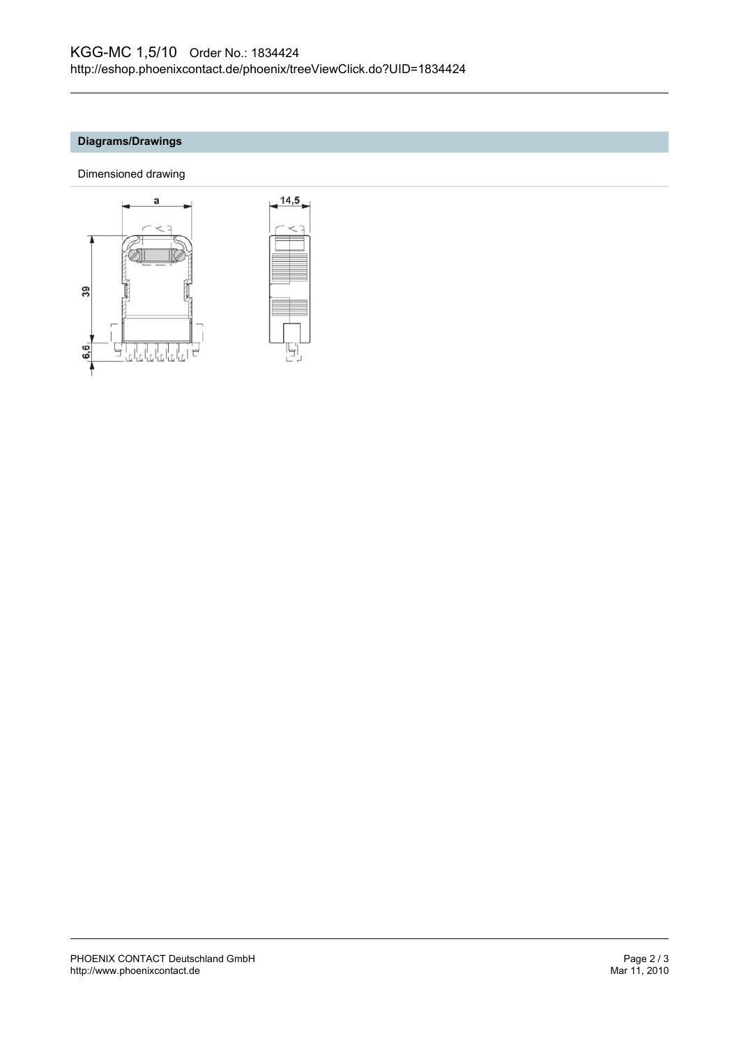## Diagrams/Drawings

Dimensioned drawing

a

14,5

39

6,6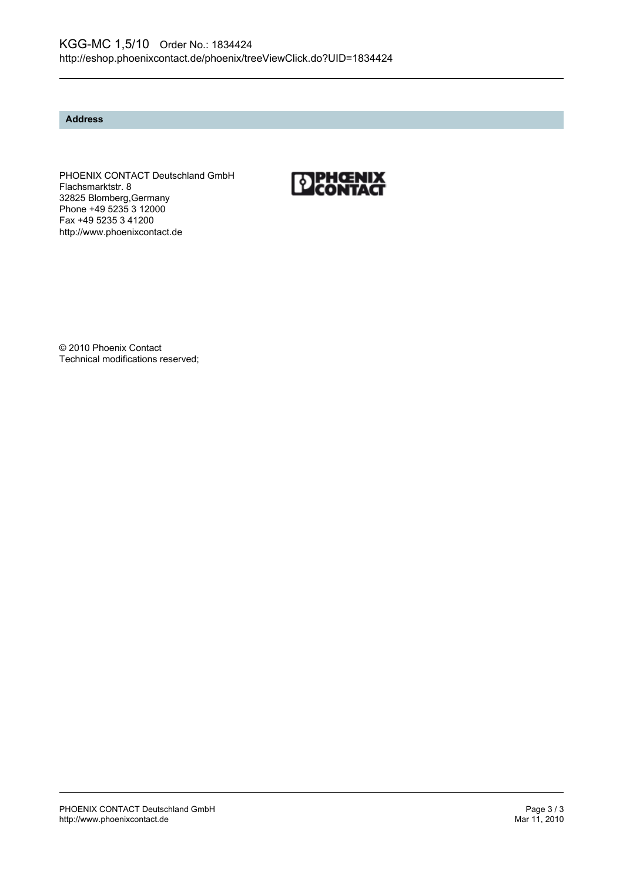## Address

PHOENIX CONTACT Deutschland GmbH
Flachsmarktstr. 8
32825 Blomberg,Germany
Phone +49 5235 3 12000
Fax +49 5235 3 41200
http://www.phoenixcontact.de

© 2010 Phoenix Contact
Technical modifications reserved;